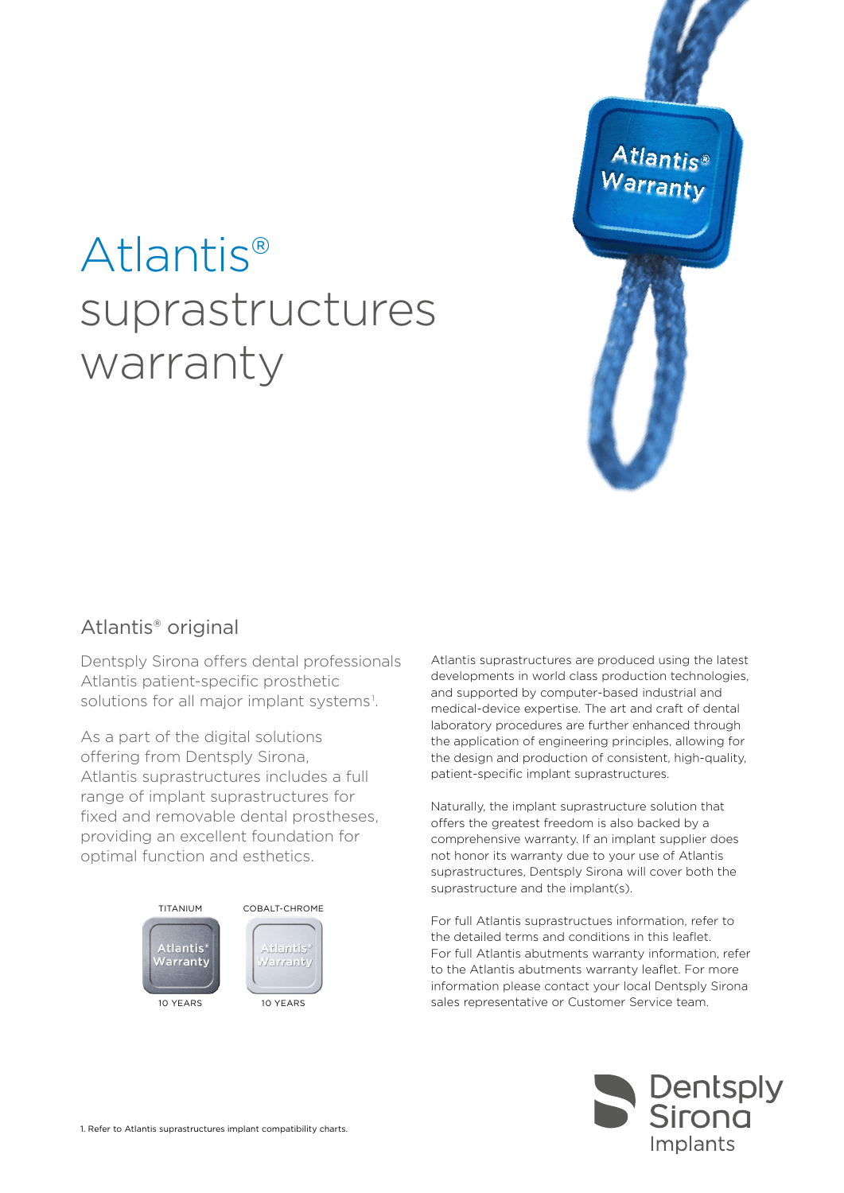# Atlantis® suprastructures warranty

## Atlantis® original

Dentsply Sirona offers dental professionals Atlantis patient-specific prosthetic solutions for all major implant systems[1].

As a part of the digital solutions offering from Dentsply Sirona, Atlantis suprastructures includes a full range of implant suprastructures for fixed and removable dental prostheses, providing an excellent foundation for optimal function and esthetics.

| TITANIUM | COBALT-CHROME |
|---|---|
| Atlantis® Warranty | Atlantis® Warranty |
| 10 YEARS | 10 YEARS |

Atlantis suprastructures are produced using the latest developments in world class production technologies, and supported by computer-based industrial and medical-device expertise. The art and craft of dental laboratory procedures are further enhanced through the application of engineering principles, allowing for the design and production of consistent, high-quality, patient-specific implant suprastructures.

Naturally, the implant suprastructure solution that offers the greatest freedom is also backed by a comprehensive warranty. If an implant supplier does not honor its warranty due to your use of Atlantis suprastructures, Dentsply Sirona will cover both the suprastructure and the implant(s).

For full Atlantis suprastructues information, refer to the detailed terms and conditions in this leaflet. For full Atlantis abutments warranty information, refer to the Atlantis abutments warranty leaflet. For more information please contact your local Dentsply Sirona sales representative or Customer Service team.

1. Refer to Atlantis suprastructures implant compatibility charts.

Dentsply Sirona Implants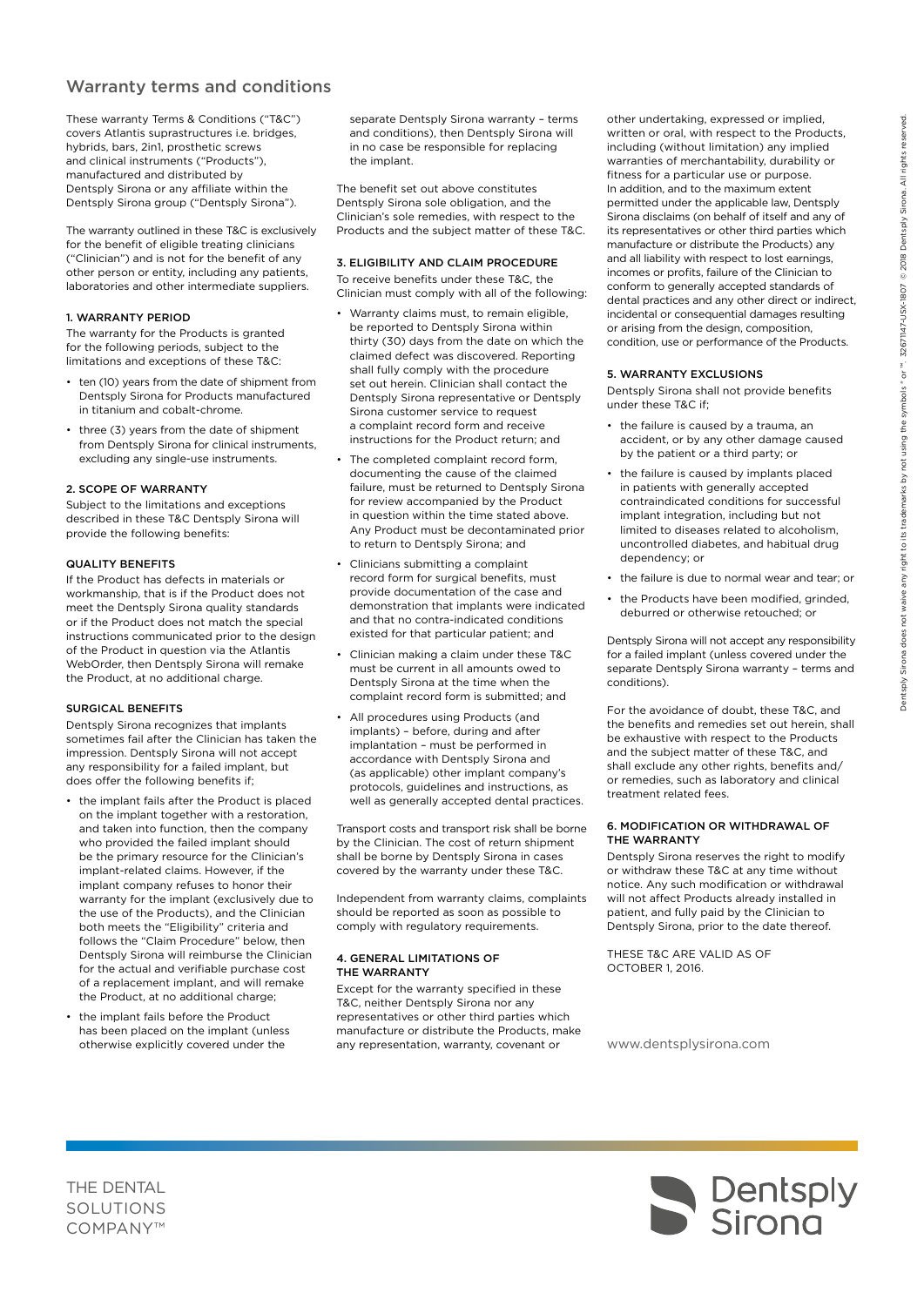# Warranty terms and conditions

These warranty Terms & Conditions ("T&C") covers Atlantis suprastructures i.e. bridges, hybrids, bars, 2in1, prosthetic screws and clinical instruments ("Products"), manufactured and distributed by Dentsply Sirona or any affiliate within the Dentsply Sirona group ("Dentsply Sirona").

The warranty outlined in these T&C is exclusively for the benefit of eligible treating clinicians ("Clinician") and is not for the benefit of any other person or entity, including any patients, laboratories and other intermediate suppliers.

### 1. WARRANTY PERIOD

The warranty for the Products is granted for the following periods, subject to the limitations and exceptions of these T&C:

- ten (10) years from the date of shipment from Dentsply Sirona for Products manufactured in titanium and cobalt-chrome.
- three (3) years from the date of shipment from Dentsply Sirona for clinical instruments, excluding any single-use instruments.

### 2. SCOPE OF WARRANTY

Subject to the limitations and exceptions described in these T&C Dentsply Sirona will provide the following benefits:

#### QUALITY BENEFITS

If the Product has defects in materials or workmanship, that is if the Product does not meet the Dentsply Sirona quality standards or if the Product does not match the special instructions communicated prior to the design of the Product in question via the Atlantis WebOrder, then Dentsply Sirona will remake the Product, at no additional charge.

#### SURGICAL BENEFITS

Dentsply Sirona recognizes that implants sometimes fail after the Clinician has taken the impression. Dentsply Sirona will not accept any responsibility for a failed implant, but does offer the following benefits if;

- the implant fails after the Product is placed on the implant together with a restoration, and taken into function, then the company who provided the failed implant should be the primary resource for the Clinician's implant-related claims. However, if the implant company refuses to honor their warranty for the implant (exclusively due to the use of the Products), and the Clinician both meets the "Eligibility" criteria and follows the "Claim Procedure" below, then Dentsply Sirona will reimburse the Clinician for the actual and verifiable purchase cost of a replacement implant, and will remake the Product, at no additional charge;
- the implant fails before the Product has been placed on the implant (unless otherwise explicitly covered under the separate Dentsply Sirona warranty – terms and conditions), then Dentsply Sirona will in no case be responsible for replacing the implant.

The benefit set out above constitutes Dentsply Sirona sole obligation, and the Clinician's sole remedies, with respect to the Products and the subject matter of these T&C.

### 3. ELIGIBILITY AND CLAIM PROCEDURE

To receive benefits under these T&C, the Clinician must comply with all of the following:

- Warranty claims must, to remain eligible, be reported to Dentsply Sirona within thirty (30) days from the date on which the claimed defect was discovered. Reporting shall fully comply with the procedure set out herein. Clinician shall contact the Dentsply Sirona representative or Dentsply Sirona customer service to request a complaint record form and receive instructions for the Product return; and
- The completed complaint record form, documenting the cause of the claimed failure, must be returned to Dentsply Sirona for review accompanied by the Product in question within the time stated above. Any Product must be decontaminated prior to return to Dentsply Sirona; and
- Clinicians submitting a complaint record form for surgical benefits, must provide documentation of the case and demonstration that implants were indicated and that no contra-indicated conditions existed for that particular patient; and
- Clinician making a claim under these T&C must be current in all amounts owed to Dentsply Sirona at the time when the complaint record form is submitted; and
- All procedures using Products (and implants) – before, during and after implantation – must be performed in accordance with Dentsply Sirona and (as applicable) other implant company's protocols, guidelines and instructions, as well as generally accepted dental practices.

Transport costs and transport risk shall be borne by the Clinician. The cost of return shipment shall be borne by Dentsply Sirona in cases covered by the warranty under these T&C.

Independent from warranty claims, complaints should be reported as soon as possible to comply with regulatory requirements.

### 4. GENERAL LIMITATIONS OF THE WARRANTY

Except for the warranty specified in these T&C, neither Dentsply Sirona nor any representatives or other third parties which manufacture or distribute the Products, make any representation, warranty, covenant or other undertaking, expressed or implied, written or oral, with respect to the Products, including (without limitation) any implied warranties of merchantability, durability or fitness for a particular use or purpose. In addition, and to the maximum extent permitted under the applicable law, Dentsply Sirona disclaims (on behalf of itself and any of its representatives or other third parties which manufacture or distribute the Products) any and all liability with respect to lost earnings, incomes or profits, failure of the Clinician to conform to generally accepted standards of dental practices and any other direct or indirect, incidental or consequential damages resulting or arising from the design, composition, condition, use or performance of the Products.

### 5. WARRANTY EXCLUSIONS

Dentsply Sirona shall not provide benefits under these T&C if;

- the failure is caused by a trauma, an accident, or by any other damage caused by the patient or a third party; or
- the failure is caused by implants placed in patients with generally accepted contraindicated conditions for successful implant integration, including but not limited to diseases related to alcoholism, uncontrolled diabetes, and habitual drug dependency; or
- the failure is due to normal wear and tear; or
- the Products have been modified, grinded, deburred or otherwise retouched; or

Dentsply Sirona will not accept any responsibility for a failed implant (unless covered under the separate Dentsply Sirona warranty – terms and conditions).

For the avoidance of doubt, these T&C, and the benefits and remedies set out herein, shall be exhaustive with respect to the Products and the subject matter of these T&C, and shall exclude any other rights, benefits and/or remedies, such as laboratory and clinical treatment related fees.

### 6. MODIFICATION OR WITHDRAWAL OF THE WARRANTY

Dentsply Sirona reserves the right to modify or withdraw these T&C at any time without notice. Any such modification or withdrawal will not affect Products already installed in patient, and fully paid by the Clinician to Dentsply Sirona, prior to the date thereof.

THESE T&C ARE VALID AS OF OCTOBER 1, 2016.

www.dentsplysirona.com

THE DENTAL SOLUTIONS COMPANY™

Dentsply Sirona

Dentsply Sirona does not waive any right to its trademarks by not using the symbols ® or ™. 32671147-USX-1807 © 2018 Dentsply Sirona. All rights reserved.